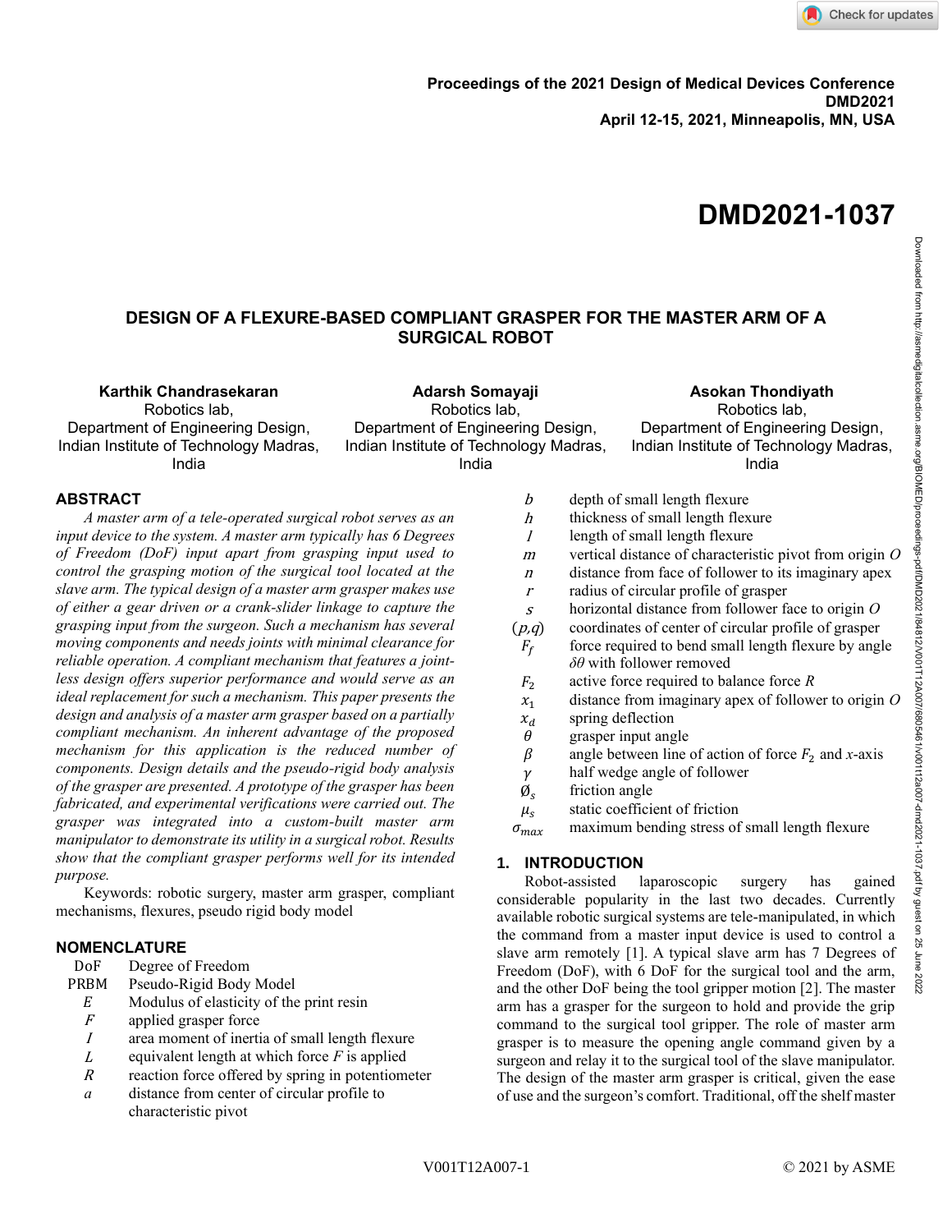Proceedings of the 2021 Design of Medical Devices Conference
DMD2021
April 12-15, 2021, Minneapolis, MN, USA

# DMD2021-1037

## DESIGN OF A FLEXURE-BASED COMPLIANT GRASPER FOR THE MASTER ARM OF A SURGICAL ROBOT

**Karthik Chandrasekaran**
Robotics lab,
Department of Engineering Design,
Indian Institute of Technology Madras,
India

**Adarsh Somayaji**
Robotics lab,
Department of Engineering Design,
Indian Institute of Technology Madras,
India

**Asokan Thondiyath**
Robotics lab,
Department of Engineering Design,
Indian Institute of Technology Madras,
India

## ABSTRACT

*A master arm of a tele-operated surgical robot serves as an input device to the system. A master arm typically has 6 Degrees of Freedom (DoF) input apart from grasping input used to control the grasping motion of the surgical tool located at the slave arm. The typical design of a master arm grasper makes use of either a gear driven or a crank-slider linkage to capture the grasping input from the surgeon. Such a mechanism has several moving components and needs joints with minimal clearance for reliable operation. A compliant mechanism that features a joint-less design offers superior performance and would serve as an ideal replacement for such a mechanism. This paper presents the design and analysis of a master arm grasper based on a partially compliant mechanism. An inherent advantage of the proposed mechanism for this application is the reduced number of components. Design details and the pseudo-rigid body analysis of the grasper are presented. A prototype of the grasper has been fabricated, and experimental verifications were carried out. The grasper was integrated into a custom-built master arm manipulator to demonstrate its utility in a surgical robot. Results show that the compliant grasper performs well for its intended purpose.*

Keywords: robotic surgery, master arm grasper, compliant mechanisms, flexures, pseudo rigid body model

## NOMENCLATURE

| | |
|---|---|
| DoF | Degree of Freedom |
| PRBM | Pseudo-Rigid Body Model |
| $E$ | Modulus of elasticity of the print resin |
| $F$ | applied grasper force |
| $I$ | area moment of inertia of small length flexure |
| $L$ | equivalent length at which force $F$ is applied |
| $R$ | reaction force offered by spring in potentiometer |
| $a$ | distance from center of circular profile to characteristic pivot |
| $b$ | depth of small length flexure |
| $h$ | thickness of small length flexure |
| $l$ | length of small length flexure |
| $m$ | vertical distance of characteristic pivot from origin $O$ |
| $n$ | distance from face of follower to its imaginary apex |
| $r$ | radius of circular profile of grasper |
| $s$ | horizontal distance from follower face to origin $O$ |
| $(p,q)$ | coordinates of center of circular profile of grasper |
| $F_f$ | force required to bend small length flexure by angle $\delta\theta$ with follower removed |
| $F_2$ | active force required to balance force $R$ |
| $x_1$ | distance from imaginary apex of follower to origin $O$ |
| $x_d$ | spring deflection |
| $\theta$ | grasper input angle |
| $\beta$ | angle between line of action of force $F_2$ and $x$-axis |
| $\gamma$ | half wedge angle of follower |
| $\varnothing_s$ | friction angle |
| $\mu_s$ | static coefficient of friction |
| $\sigma_{max}$ | maximum bending stress of small length flexure |

## 1. INTRODUCTION

Robot-assisted laparoscopic surgery has gained considerable popularity in the last two decades. Currently available robotic surgical systems are tele-manipulated, in which the command from a master input device is used to control a slave arm remotely [1]. A typical slave arm has 7 Degrees of Freedom (DoF), with 6 DoF for the surgical tool and the arm, and the other DoF being the tool gripper motion [2]. The master arm has a grasper for the surgeon to hold and provide the grip command to the surgical tool gripper. The role of master arm grasper is to measure the opening angle command given by a surgeon and relay it to the surgical tool of the slave manipulator. The design of the master arm grasper is critical, given the ease of use and the surgeon's comfort. Traditional, off the shelf master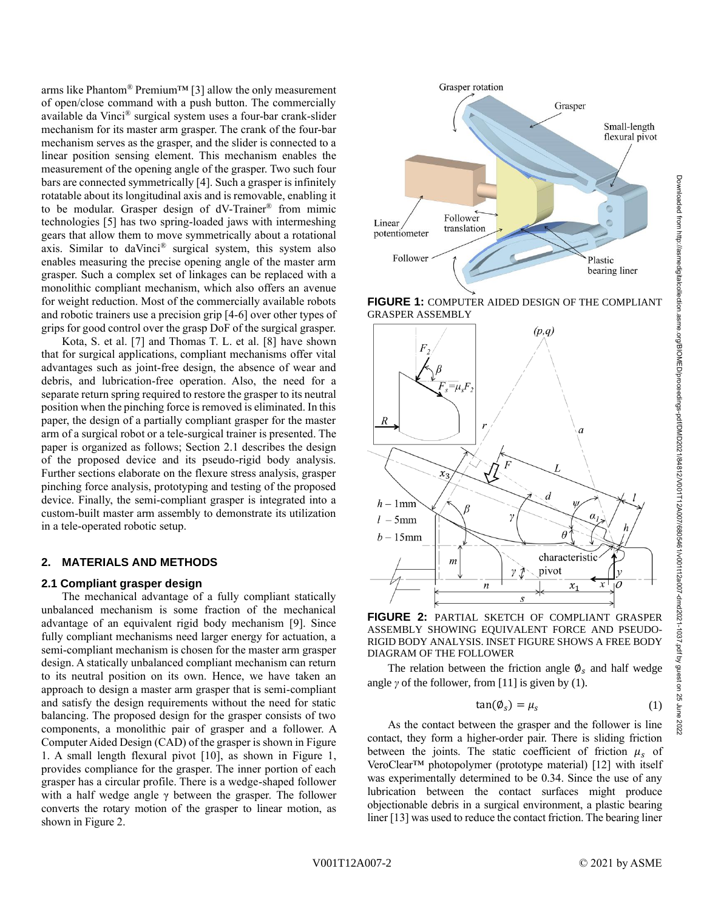arms like Phantom® Premium™ [3] allow the only measurement of open/close command with a push button. The commercially available da Vinci® surgical system uses a four-bar crank-slider mechanism for its master arm grasper. The crank of the four-bar mechanism serves as the grasper, and the slider is connected to a linear position sensing element. This mechanism enables the measurement of the opening angle of the grasper. Two such four bars are connected symmetrically [4]. Such a grasper is infinitely rotatable about its longitudinal axis and is removable, enabling it to be modular. Grasper design of dV-Trainer® from mimic technologies [5] has two spring-loaded jaws with intermeshing gears that allow them to move symmetrically about a rotational axis. Similar to daVinci® surgical system, this system also enables measuring the precise opening angle of the master arm grasper. Such a complex set of linkages can be replaced with a monolithic compliant mechanism, which also offers an avenue for weight reduction. Most of the commercially available robots and robotic trainers use a precision grip [4-6] over other types of grips for good control over the grasp DoF of the surgical grasper.

Kota, S. et al. [7] and Thomas T. L. et al. [8] have shown that for surgical applications, compliant mechanisms offer vital advantages such as joint-free design, the absence of wear and debris, and lubrication-free operation. Also, the need for a separate return spring required to restore the grasper to its neutral position when the pinching force is removed is eliminated. In this paper, the design of a partially compliant grasper for the master arm of a surgical robot or a tele-surgical trainer is presented. The paper is organized as follows; Section 2.1 describes the design of the proposed device and its pseudo-rigid body analysis. Further sections elaborate on the flexure stress analysis, grasper pinching force analysis, prototyping and testing of the proposed device. Finally, the semi-compliant grasper is integrated into a custom-built master arm assembly to demonstrate its utilization in a tele-operated robotic setup.

## 2. MATERIALS AND METHODS

### 2.1 Compliant grasper design

The mechanical advantage of a fully compliant statically unbalanced mechanism is some fraction of the mechanical advantage of an equivalent rigid body mechanism [9]. Since fully compliant mechanisms need larger energy for actuation, a semi-compliant mechanism is chosen for the master arm grasper design. A statically unbalanced compliant mechanism can return to its neutral position on its own. Hence, we have taken an approach to design a master arm grasper that is semi-compliant and satisfy the design requirements without the need for static balancing. The proposed design for the grasper consists of two components, a monolithic pair of grasper and a follower. A Computer Aided Design (CAD) of the grasper is shown in Figure 1. A small length flexural pivot [10], as shown in Figure 1, provides compliance for the grasper. The inner portion of each grasper has a circular profile. There is a wedge-shaped follower with a half wedge angle γ between the grasper. The follower converts the rotary motion of the grasper to linear motion, as shown in Figure 2.

**FIGURE 1:** COMPUTER AIDED DESIGN OF THE COMPLIANT GRASPER ASSEMBLY

**FIGURE 2:** PARTIAL SKETCH OF COMPLIANT GRASPER ASSEMBLY SHOWING EQUIVALENT FORCE AND PSEUDO-RIGID BODY ANALYSIS. INSET FIGURE SHOWS A FREE BODY DIAGRAM OF THE FOLLOWER

The relation between the friction angle $\emptyset_s$ and half wedge angle $\gamma$ of the follower, from [11] is given by (1).

$$\tan(\emptyset_s) = \mu_s \tag{1}$$

As the contact between the grasper and the follower is line contact, they form a higher-order pair. There is sliding friction between the joints. The static coefficient of friction $\mu_s$ of VeroClear™ photopolymer (prototype material) [12] with itself was experimentally determined to be 0.34. Since the use of any lubrication between the contact surfaces might produce objectionable debris in a surgical environment, a plastic bearing liner [13] was used to reduce the contact friction. The bearing liner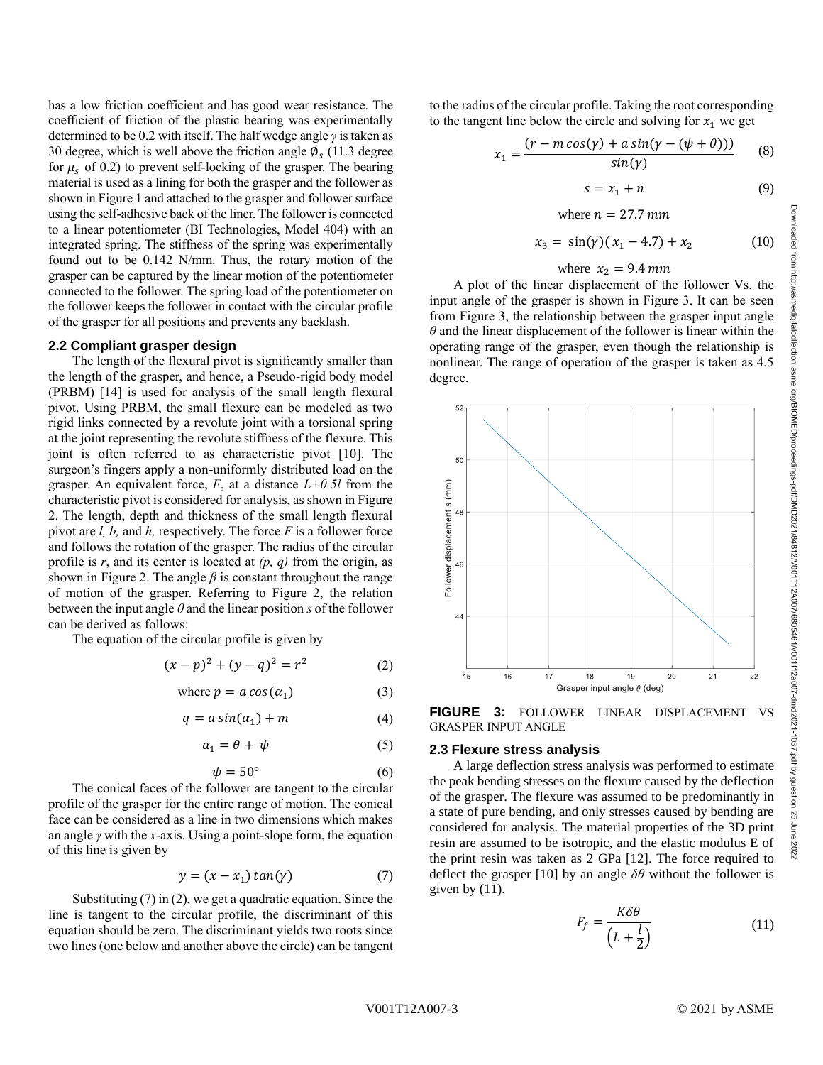has a low friction coefficient and has good wear resistance. The coefficient of friction of the plastic bearing was experimentally determined to be 0.2 with itself. The half wedge angle $\gamma$ is taken as 30 degree, which is well above the friction angle $\emptyset_s$ (11.3 degree for $\mu_s$ of 0.2) to prevent self-locking of the grasper. The bearing material is used as a lining for both the grasper and the follower as shown in Figure 1 and attached to the grasper and follower surface using the self-adhesive back of the liner. The follower is connected to a linear potentiometer (BI Technologies, Model 404) with an integrated spring. The stiffness of the spring was experimentally found out to be 0.142 N/mm. Thus, the rotary motion of the grasper can be captured by the linear motion of the potentiometer connected to the follower. The spring load of the potentiometer on the follower keeps the follower in contact with the circular profile of the grasper for all positions and prevents any backlash.

## 2.2 Compliant grasper design

The length of the flexural pivot is significantly smaller than the length of the grasper, and hence, a Pseudo-rigid body model (PRBM) [14] is used for analysis of the small length flexural pivot. Using PRBM, the small flexure can be modeled as two rigid links connected by a revolute joint with a torsional spring at the joint representing the revolute stiffness of the flexure. This joint is often referred to as characteristic pivot [10]. The surgeon's fingers apply a non-uniformly distributed load on the grasper. An equivalent force, $F$, at a distance $L+0.5l$ from the characteristic pivot is considered for analysis, as shown in Figure 2. The length, depth and thickness of the small length flexural pivot are $l$, $b$, and $h$, respectively. The force $F$ is a follower force and follows the rotation of the grasper. The radius of the circular profile is $r$, and its center is located at $(p, q)$ from the origin, as shown in Figure 2. The angle $\beta$ is constant throughout the range of motion of the grasper. Referring to Figure 2, the relation between the input angle $\theta$ and the linear position $s$ of the follower can be derived as follows:

The equation of the circular profile is given by

$$(x-p)^2 + (y-q)^2 = r^2 \tag{2}$$

$$\text{where } p = a\cos(\alpha_1) \tag{3}$$

$$q = a\sin(\alpha_1) + m \tag{4}$$

$$\alpha_1 = \theta + \psi \tag{5}$$

$$\psi = 50° \tag{6}$$

The conical faces of the follower are tangent to the circular profile of the grasper for the entire range of motion. The conical face can be considered as a line in two dimensions which makes an angle $\gamma$ with the $x$-axis. Using a point-slope form, the equation of this line is given by

$$y = (x - x_1)\tan(\gamma) \tag{7}$$

Substituting (7) in (2), we get a quadratic equation. Since the line is tangent to the circular profile, the discriminant of this equation should be zero. The discriminant yields two roots since two lines (one below and another above the circle) can be tangent to the radius of the circular profile. Taking the root corresponding to the tangent line below the circle and solving for $x_1$ we get

$$x_1 = \frac{(r - m\cos(\gamma) + a\sin(\gamma - (\psi + \theta)))}{\sin(\gamma)} \tag{8}$$

$$s = x_1 + n \tag{9}$$

$$\text{where } n = 27.7\ mm$$

$$x_3 = \sin(\gamma)(x_1 - 4.7) + x_2 \tag{10}$$

$$\text{where } x_2 = 9.4\ mm$$

A plot of the linear displacement of the follower Vs. the input angle of the grasper is shown in Figure 3. It can be seen from Figure 3, the relationship between the grasper input angle $\theta$ and the linear displacement of the follower is linear within the operating range of the grasper, even though the relationship is nonlinear. The range of operation of the grasper is taken as 4.5 degree.

**FIGURE 3:** FOLLOWER LINEAR DISPLACEMENT VS GRASPER INPUT ANGLE

## 2.3 Flexure stress analysis

A large deflection stress analysis was performed to estimate the peak bending stresses on the flexure caused by the deflection of the grasper. The flexure was assumed to be predominantly in a state of pure bending, and only stresses caused by bending are considered for analysis. The material properties of the 3D print resin are assumed to be isotropic, and the elastic modulus E of the print resin was taken as 2 GPa [12]. The force required to deflect the grasper [10] by an angle $\delta\theta$ without the follower is given by (11).

$$F_f = \frac{K\delta\theta}{\left(L + \frac{l}{2}\right)} \tag{11}$$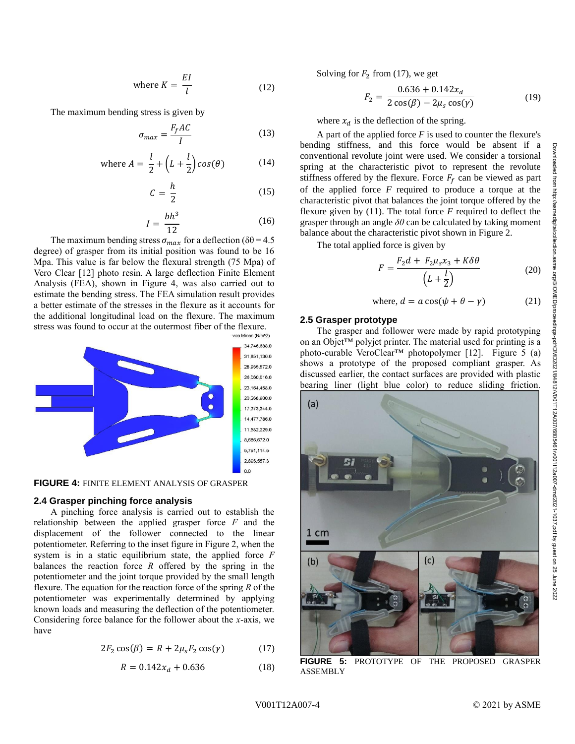$$\text{where } K = \frac{EI}{l} \tag{12}$$

The maximum bending stress is given by

$$\sigma_{max} = \frac{F_f AC}{I} \tag{13}$$

$$\text{where } A = \frac{l}{2} + \left(L + \frac{l}{2}\right)cos(\theta) \tag{14}$$

$$C = \frac{h}{2} \tag{15}$$

$$I = \frac{bh^3}{12} \tag{16}$$

The maximum bending stress $\sigma_{max}$ for a deflection ($\delta\theta = 4.5$ degree) of grasper from its initial position was found to be 16 Mpa. This value is far below the flexural strength (75 Mpa) of Vero Clear [12] photo resin. A large deflection Finite Element Analysis (FEA), shown in Figure 4, was also carried out to estimate the bending stress. The FEA simulation result provides a better estimate of the stresses in the flexure as it accounts for the additional longitudinal load on the flexure. The maximum stress was found to occur at the outermost fiber of the flexure.

**FIGURE 4:** FINITE ELEMENT ANALYSIS OF GRASPER

## 2.4 Grasper pinching force analysis

A pinching force analysis is carried out to establish the relationship between the applied grasper force $F$ and the displacement of the follower connected to the linear potentiometer. Referring to the inset figure in Figure 2, when the system is in a static equilibrium state, the applied force $F$ balances the reaction force $R$ offered by the spring in the potentiometer and the joint torque provided by the small length flexure. The equation for the reaction force of the spring $R$ of the potentiometer was experimentally determined by applying known loads and measuring the deflection of the potentiometer. Considering force balance for the follower about the $x$-axis, we have

$$2F_2\cos(\beta) = R + 2\mu_s F_2\cos(\gamma) \tag{17}$$

$$R = 0.142x_d + 0.636 \tag{18}$$

Solving for $F_2$ from (17), we get

$$F_2 = \frac{0.636 + 0.142x_d}{2\cos(\beta) - 2\mu_s\cos(\gamma)} \tag{19}$$

where $x_d$ is the deflection of the spring.

A part of the applied force $F$ is used to counter the flexure's bending stiffness, and this force would be absent if a conventional revolute joint were used. We consider a torsional spring at the characteristic pivot to represent the revolute stiffness offered by the flexure. Force $F_f$ can be viewed as part of the applied force $F$ required to produce a torque at the characteristic pivot that balances the joint torque offered by the flexure given by (11). The total force $F$ required to deflect the grasper through an angle $\delta\theta$ can be calculated by taking moment balance about the characteristic pivot shown in Figure 2.

The total applied force is given by

$$F = \frac{F_2 d + F_2\mu_s x_3 + K\delta\theta}{\left(L + \frac{l}{2}\right)} \tag{20}$$

$$\text{where, } d = a\cos(\psi + \theta - \gamma) \tag{21}$$

## 2.5 Grasper prototype

The grasper and follower were made by rapid prototyping on an Objet™ polyjet printer. The material used for printing is a photo-curable VeroClear™ photopolymer [12]. Figure 5 (a) shows a prototype of the proposed compliant grasper. As discussed earlier, the contact surfaces are provided with plastic bearing liner (light blue color) to reduce sliding friction.

**FIGURE 5:** PROTOTYPE OF THE PROPOSED GRASPER ASSEMBLY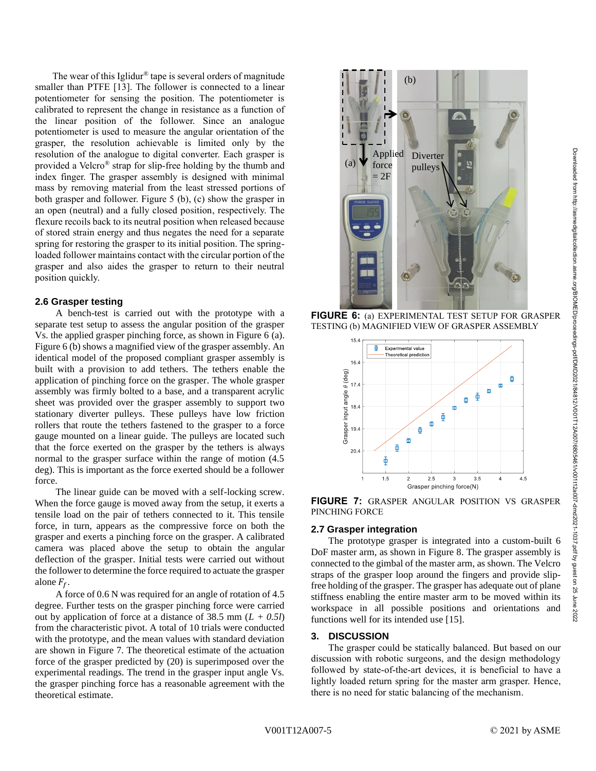The wear of this Iglidur® tape is several orders of magnitude smaller than PTFE [13]. The follower is connected to a linear potentiometer for sensing the position. The potentiometer is calibrated to represent the change in resistance as a function of the linear position of the follower. Since an analogue potentiometer is used to measure the angular orientation of the grasper, the resolution achievable is limited only by the resolution of the analogue to digital converter. Each grasper is provided a Velcro® strap for slip-free holding by the thumb and index finger. The grasper assembly is designed with minimal mass by removing material from the least stressed portions of both grasper and follower. Figure 5 (b), (c) show the grasper in an open (neutral) and a fully closed position, respectively. The flexure recoils back to its neutral position when released because of stored strain energy and thus negates the need for a separate spring for restoring the grasper to its initial position. The spring-loaded follower maintains contact with the circular portion of the grasper and also aides the grasper to return to their neutral position quickly.

### 2.6 Grasper testing

A bench-test is carried out with the prototype with a separate test setup to assess the angular position of the grasper Vs. the applied grasper pinching force, as shown in Figure 6 (a). Figure 6 (b) shows a magnified view of the grasper assembly. An identical model of the proposed compliant grasper assembly is built with a provision to add tethers. The tethers enable the application of pinching force on the grasper. The whole grasper assembly was firmly bolted to a base, and a transparent acrylic sheet was provided over the grasper assembly to support two stationary diverter pulleys. These pulleys have low friction rollers that route the tethers fastened to the grasper to a force gauge mounted on a linear guide. The pulleys are located such that the force exerted on the grasper by the tethers is always normal to the grasper surface within the range of motion (4.5 deg). This is important as the force exerted should be a follower force.

The linear guide can be moved with a self-locking screw. When the force gauge is moved away from the setup, it exerts a tensile load on the pair of tethers connected to it. This tensile force, in turn, appears as the compressive force on both the grasper and exerts a pinching force on the grasper. A calibrated camera was placed above the setup to obtain the angular deflection of the grasper. Initial tests were carried out without the follower to determine the force required to actuate the grasper alone $F_f$.

A force of 0.6 N was required for an angle of rotation of 4.5 degree. Further tests on the grasper pinching force were carried out by application of force at a distance of 38.5 mm ($L + 0.5l$) from the characteristic pivot. A total of 10 trials were conducted with the prototype, and the mean values with standard deviation are shown in Figure 7. The theoretical estimate of the actuation force of the grasper predicted by (20) is superimposed over the experimental readings. The trend in the grasper input angle Vs. the grasper pinching force has a reasonable agreement with the theoretical estimate.

**FIGURE 6:** (a) EXPERIMENTAL TEST SETUP FOR GRASPER TESTING (b) MAGNIFIED VIEW OF GRASPER ASSEMBLY

**FIGURE 7:** GRASPER ANGULAR POSITION VS GRASPER PINCHING FORCE

### 2.7 Grasper integration

The prototype grasper is integrated into a custom-built 6 DoF master arm, as shown in Figure 8. The grasper assembly is connected to the gimbal of the master arm, as shown. The Velcro straps of the grasper loop around the fingers and provide slip-free holding of the grasper. The grasper has adequate out of plane stiffness enabling the entire master arm to be moved within its workspace in all possible positions and orientations and functions well for its intended use [15].

## 3. DISCUSSION

The grasper could be statically balanced. But based on our discussion with robotic surgeons, and the design methodology followed by state-of-the-art devices, it is beneficial to have a lightly loaded return spring for the master arm grasper. Hence, there is no need for static balancing of the mechanism.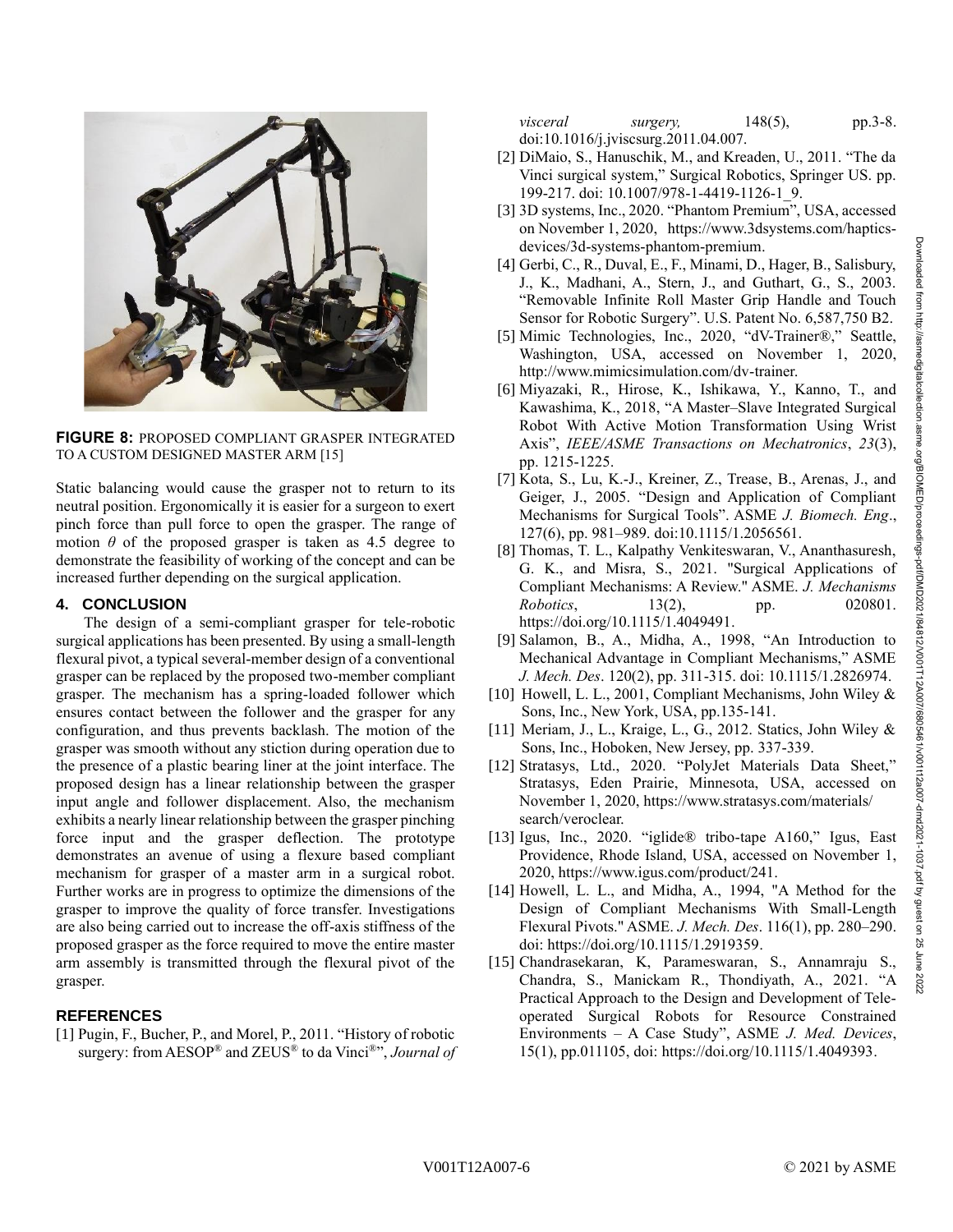FIGURE 8: PROPOSED COMPLIANT GRASPER INTEGRATED TO A CUSTOM DESIGNED MASTER ARM [15]

Static balancing would cause the grasper not to return to its neutral position. Ergonomically it is easier for a surgeon to exert pinch force than pull force to open the grasper. The range of motion $\theta$ of the proposed grasper is taken as 4.5 degree to demonstrate the feasibility of working of the concept and can be increased further depending on the surgical application.

## 4. CONCLUSION

The design of a semi-compliant grasper for tele-robotic surgical applications has been presented. By using a small-length flexural pivot, a typical several-member design of a conventional grasper can be replaced by the proposed two-member compliant grasper. The mechanism has a spring-loaded follower which ensures contact between the follower and the grasper for any configuration, and thus prevents backlash. The motion of the grasper was smooth without any stiction during operation due to the presence of a plastic bearing liner at the joint interface. The proposed design has a linear relationship between the grasper input angle and follower displacement. Also, the mechanism exhibits a nearly linear relationship between the grasper pinching force input and the grasper deflection. The prototype demonstrates an avenue of using a flexure based compliant mechanism for grasper of a master arm in a surgical robot. Further works are in progress to optimize the dimensions of the grasper to improve the quality of force transfer. Investigations are also being carried out to increase the off-axis stiffness of the proposed grasper as the force required to move the entire master arm assembly is transmitted through the flexural pivot of the grasper.

## REFERENCES

[1] Pugin, F., Bucher, P., and Morel, P., 2011. “History of robotic surgery: from AESOP® and ZEUS® to da Vinci®”, *Journal of visceral surgery,* 148(5), pp.3-8. doi:10.1016/j.jviscsurg.2011.04.007.

[2] DiMaio, S., Hanuschik, M., and Kreaden, U., 2011. “The da Vinci surgical system,” Surgical Robotics, Springer US. pp. 199-217. doi: 10.1007/978-1-4419-1126-1_9.

[3] 3D systems, Inc., 2020. “Phantom Premium”, USA, accessed on November 1, 2020, https://www.3dsystems.com/haptics-devices/3d-systems-phantom-premium.

[4] Gerbi, C., R., Duval, E., F., Minami, D., Hager, B., Salisbury, J., K., Madhani, A., Stern, J., and Guthart, G., S., 2003. “Removable Infinite Roll Master Grip Handle and Touch Sensor for Robotic Surgery”. U.S. Patent No. 6,587,750 B2.

[5] Mimic Technologies, Inc., 2020, “dV-Trainer®,” Seattle, Washington, USA, accessed on November 1, 2020, http://www.mimicsimulation.com/dv-trainer.

[6] Miyazaki, R., Hirose, K., Ishikawa, Y., Kanno, T., and Kawashima, K., 2018, “A Master–Slave Integrated Surgical Robot With Active Motion Transformation Using Wrist Axis”, *IEEE/ASME Transactions on Mechatronics*, *23*(3), pp. 1215-1225.

[7] Kota, S., Lu, K.-J., Kreiner, Z., Trease, B., Arenas, J., and Geiger, J., 2005. “Design and Application of Compliant Mechanisms for Surgical Tools”. ASME *J. Biomech. Eng*., 127(6), pp. 981–989. doi:10.1115/1.2056561.

[8] Thomas, T. L., Kalpathy Venkiteswaran, V., Ananthasuresh, G. K., and Misra, S., 2021. "Surgical Applications of Compliant Mechanisms: A Review." ASME. *J. Mechanisms Robotics*, 13(2), pp. 020801. https://doi.org/10.1115/1.4049491.

[9] Salamon, B., A., Midha, A., 1998, “An Introduction to Mechanical Advantage in Compliant Mechanisms,” ASME *J. Mech. Des*. 120(2), pp. 311-315. doi: 10.1115/1.2826974.

[10] Howell, L. L., 2001, Compliant Mechanisms, John Wiley & Sons, Inc., New York, USA, pp.135-141.

[11] Meriam, J., L., Kraige, L., G., 2012. Statics, John Wiley & Sons, Inc., Hoboken, New Jersey, pp. 337-339.

[12] Stratasys, Ltd., 2020. “PolyJet Materials Data Sheet,” Stratasys, Eden Prairie, Minnesota, USA, accessed on November 1, 2020, https://www.stratasys.com/materials/search/veroclear.

[13] Igus, Inc., 2020. “iglide® tribo-tape A160,” Igus, East Providence, Rhode Island, USA, accessed on November 1, 2020, https://www.igus.com/product/241.

[14] Howell, L. L., and Midha, A., 1994, "A Method for the Design of Compliant Mechanisms With Small-Length Flexural Pivots." ASME. *J. Mech. Des*. 116(1), pp. 280–290. doi: https://doi.org/10.1115/1.2919359.

[15] Chandrasekaran, K, Parameswaran, S., Annamraju S., Chandra, S., Manickam R., Thondiyath, A., 2021. “A Practical Approach to the Design and Development of Tele-operated Surgical Robots for Resource Constrained Environments – A Case Study”, ASME *J. Med. Devices*, 15(1), pp.011105, doi: https://doi.org/10.1115/1.4049393.